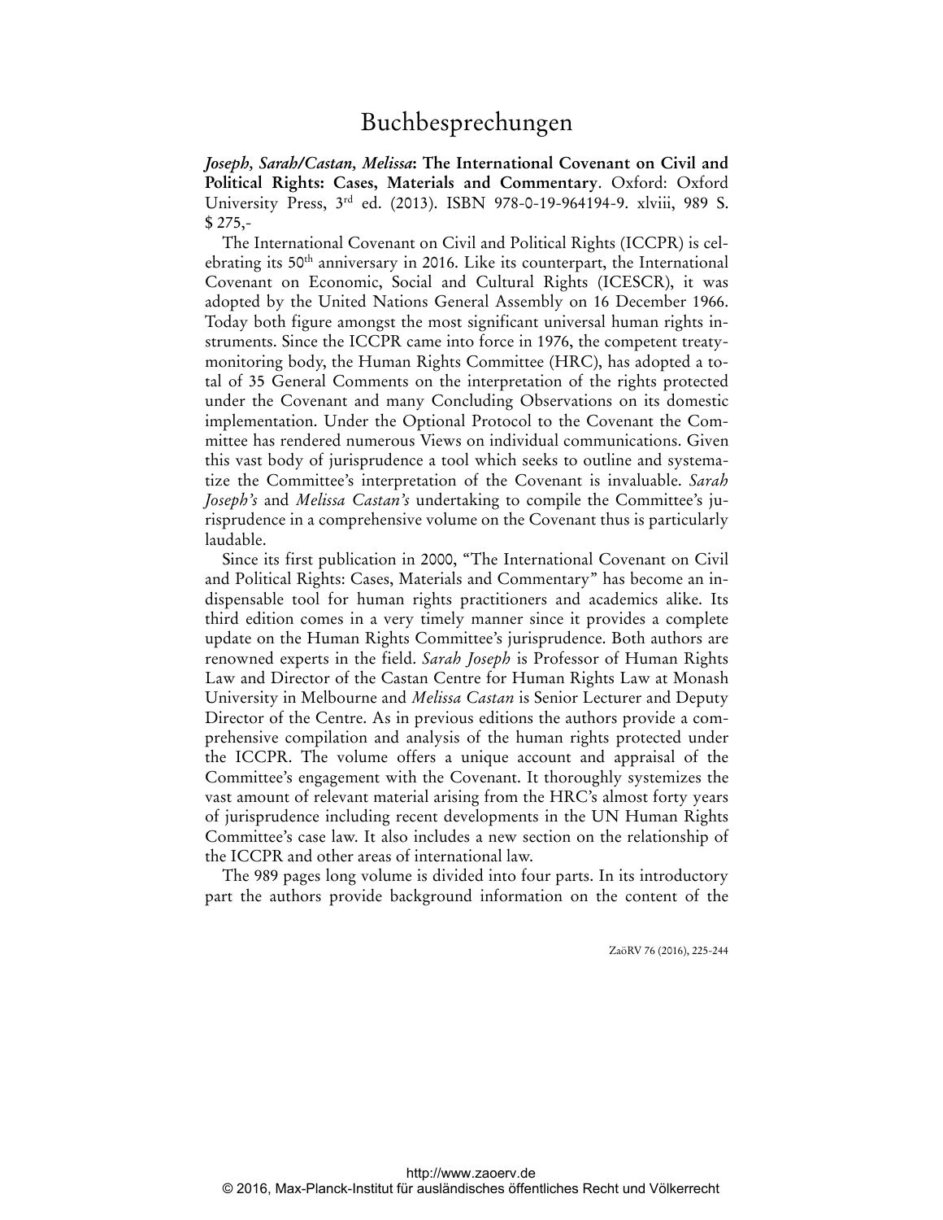# Buchbesprechungen

***Joseph, Sarah/Castan, Melissa*: The International Covenant on Civil and Political Rights: Cases, Materials and Commentary**. Oxford: Oxford University Press, 3rd ed. (2013). ISBN 978-0-19-964194-9. xlviii, 989 S. $ 275,-

The International Covenant on Civil and Political Rights (ICCPR) is celebrating its 50th anniversary in 2016. Like its counterpart, the International Covenant on Economic, Social and Cultural Rights (ICESCR), it was adopted by the United Nations General Assembly on 16 December 1966. Today both figure amongst the most significant universal human rights instruments. Since the ICCPR came into force in 1976, the competent treaty-monitoring body, the Human Rights Committee (HRC), has adopted a total of 35 General Comments on the interpretation of the rights protected under the Covenant and many Concluding Observations on its domestic implementation. Under the Optional Protocol to the Covenant the Committee has rendered numerous Views on individual communications. Given this vast body of jurisprudence a tool which seeks to outline and systematize the Committee's interpretation of the Covenant is invaluable. *Sarah Joseph's* and *Melissa Castan's* undertaking to compile the Committee's jurisprudence in a comprehensive volume on the Covenant thus is particularly laudable.

Since its first publication in 2000, "The International Covenant on Civil and Political Rights: Cases, Materials and Commentary" has become an indispensable tool for human rights practitioners and academics alike. Its third edition comes in a very timely manner since it provides a complete update on the Human Rights Committee's jurisprudence. Both authors are renowned experts in the field. *Sarah Joseph* is Professor of Human Rights Law and Director of the Castan Centre for Human Rights Law at Monash University in Melbourne and *Melissa Castan* is Senior Lecturer and Deputy Director of the Centre. As in previous editions the authors provide a comprehensive compilation and analysis of the human rights protected under the ICCPR. The volume offers a unique account and appraisal of the Committee's engagement with the Covenant. It thoroughly systemizes the vast amount of relevant material arising from the HRC's almost forty years of jurisprudence including recent developments in the UN Human Rights Committee's case law. It also includes a new section on the relationship of the ICCPR and other areas of international law.

The 989 pages long volume is divided into four parts. In its introductory part the authors provide background information on the content of the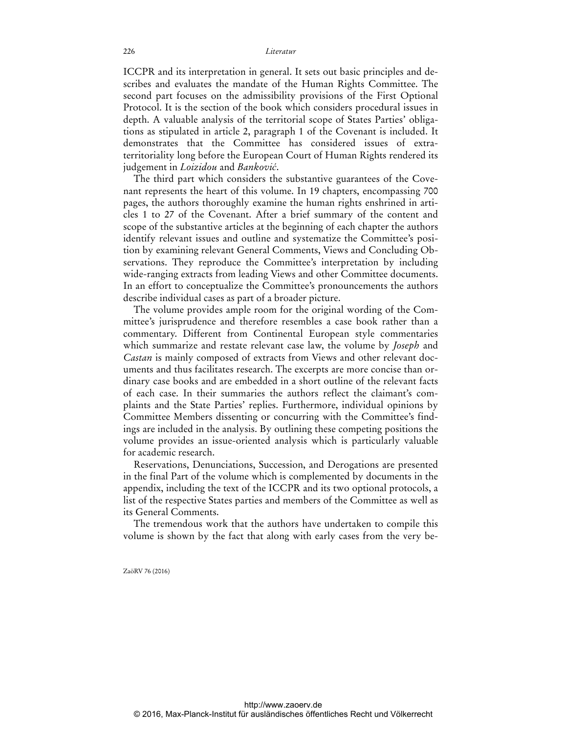ICCPR and its interpretation in general. It sets out basic principles and describes and evaluates the mandate of the Human Rights Committee. The second part focuses on the admissibility provisions of the First Optional Protocol. It is the section of the book which considers procedural issues in depth. A valuable analysis of the territorial scope of States Parties' obligations as stipulated in article 2, paragraph 1 of the Covenant is included. It demonstrates that the Committee has considered issues of extraterritoriality long before the European Court of Human Rights rendered its judgement in *Loizidou* and *Banković*.

The third part which considers the substantive guarantees of the Covenant represents the heart of this volume. In 19 chapters, encompassing 700 pages, the authors thoroughly examine the human rights enshrined in articles 1 to 27 of the Covenant. After a brief summary of the content and scope of the substantive articles at the beginning of each chapter the authors identify relevant issues and outline and systematize the Committee's position by examining relevant General Comments, Views and Concluding Observations. They reproduce the Committee's interpretation by including wide-ranging extracts from leading Views and other Committee documents. In an effort to conceptualize the Committee's pronouncements the authors describe individual cases as part of a broader picture.

The volume provides ample room for the original wording of the Committee's jurisprudence and therefore resembles a case book rather than a commentary. Different from Continental European style commentaries which summarize and restate relevant case law, the volume by *Joseph* and *Castan* is mainly composed of extracts from Views and other relevant documents and thus facilitates research. The excerpts are more concise than ordinary case books and are embedded in a short outline of the relevant facts of each case. In their summaries the authors reflect the claimant's complaints and the State Parties' replies. Furthermore, individual opinions by Committee Members dissenting or concurring with the Committee's findings are included in the analysis. By outlining these competing positions the volume provides an issue-oriented analysis which is particularly valuable for academic research.

Reservations, Denunciations, Succession, and Derogations are presented in the final Part of the volume which is complemented by documents in the appendix, including the text of the ICCPR and its two optional protocols, a list of the respective States parties and members of the Committee as well as its General Comments.

The tremendous work that the authors have undertaken to compile this volume is shown by the fact that along with early cases from the very be-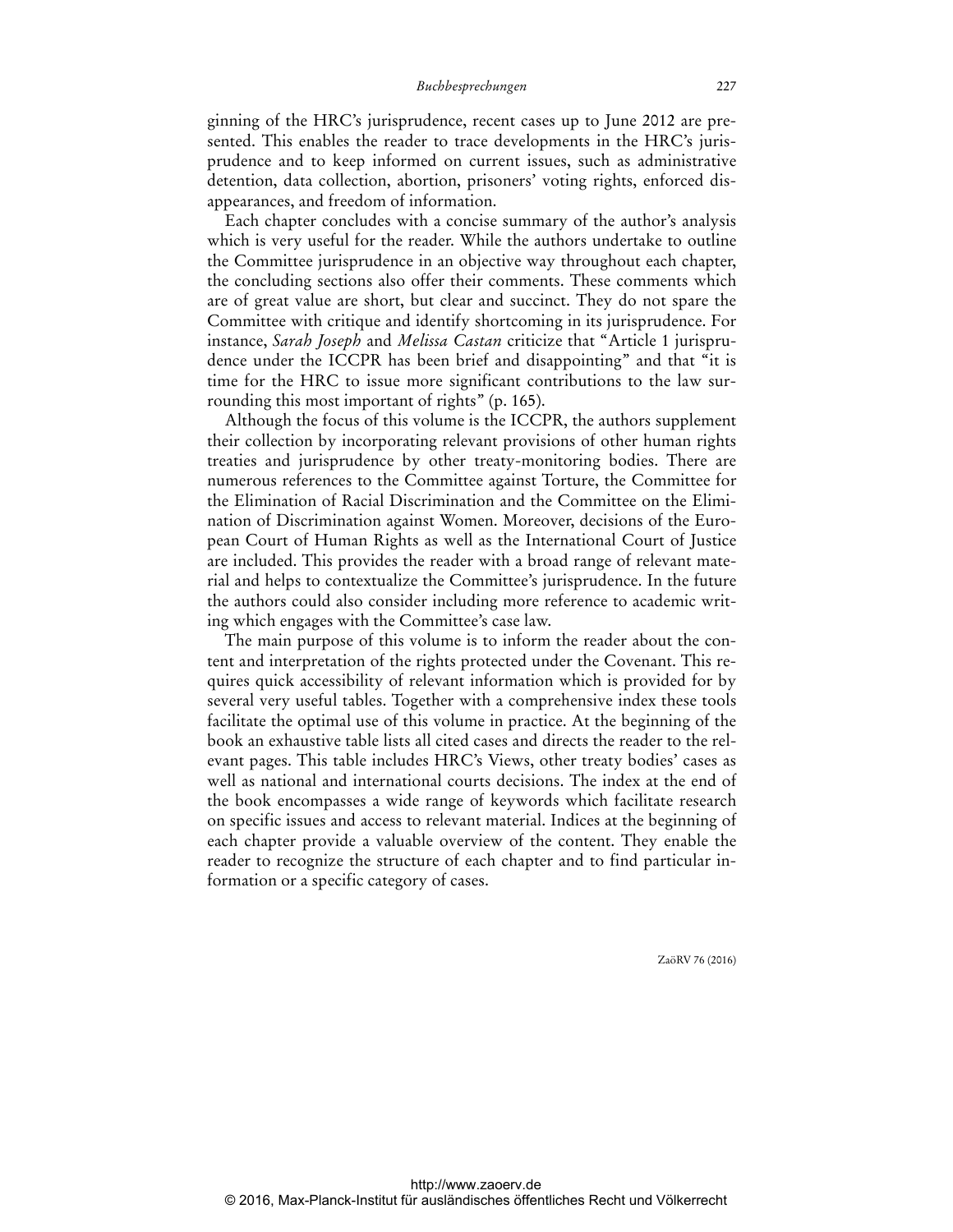ginning of the HRC's jurisprudence, recent cases up to June 2012 are presented. This enables the reader to trace developments in the HRC's jurisprudence and to keep informed on current issues, such as administrative detention, data collection, abortion, prisoners' voting rights, enforced disappearances, and freedom of information.

Each chapter concludes with a concise summary of the author's analysis which is very useful for the reader. While the authors undertake to outline the Committee jurisprudence in an objective way throughout each chapter, the concluding sections also offer their comments. These comments which are of great value are short, but clear and succinct. They do not spare the Committee with critique and identify shortcoming in its jurisprudence. For instance, *Sarah Joseph* and *Melissa Castan* criticize that "Article 1 jurisprudence under the ICCPR has been brief and disappointing" and that "it is time for the HRC to issue more significant contributions to the law surrounding this most important of rights" (p. 165).

Although the focus of this volume is the ICCPR, the authors supplement their collection by incorporating relevant provisions of other human rights treaties and jurisprudence by other treaty-monitoring bodies. There are numerous references to the Committee against Torture, the Committee for the Elimination of Racial Discrimination and the Committee on the Elimination of Discrimination against Women. Moreover, decisions of the European Court of Human Rights as well as the International Court of Justice are included. This provides the reader with a broad range of relevant material and helps to contextualize the Committee's jurisprudence. In the future the authors could also consider including more reference to academic writing which engages with the Committee's case law.

The main purpose of this volume is to inform the reader about the content and interpretation of the rights protected under the Covenant. This requires quick accessibility of relevant information which is provided for by several very useful tables. Together with a comprehensive index these tools facilitate the optimal use of this volume in practice. At the beginning of the book an exhaustive table lists all cited cases and directs the reader to the relevant pages. This table includes HRC's Views, other treaty bodies' cases as well as national and international courts decisions. The index at the end of the book encompasses a wide range of keywords which facilitate research on specific issues and access to relevant material. Indices at the beginning of each chapter provide a valuable overview of the content. They enable the reader to recognize the structure of each chapter and to find particular information or a specific category of cases.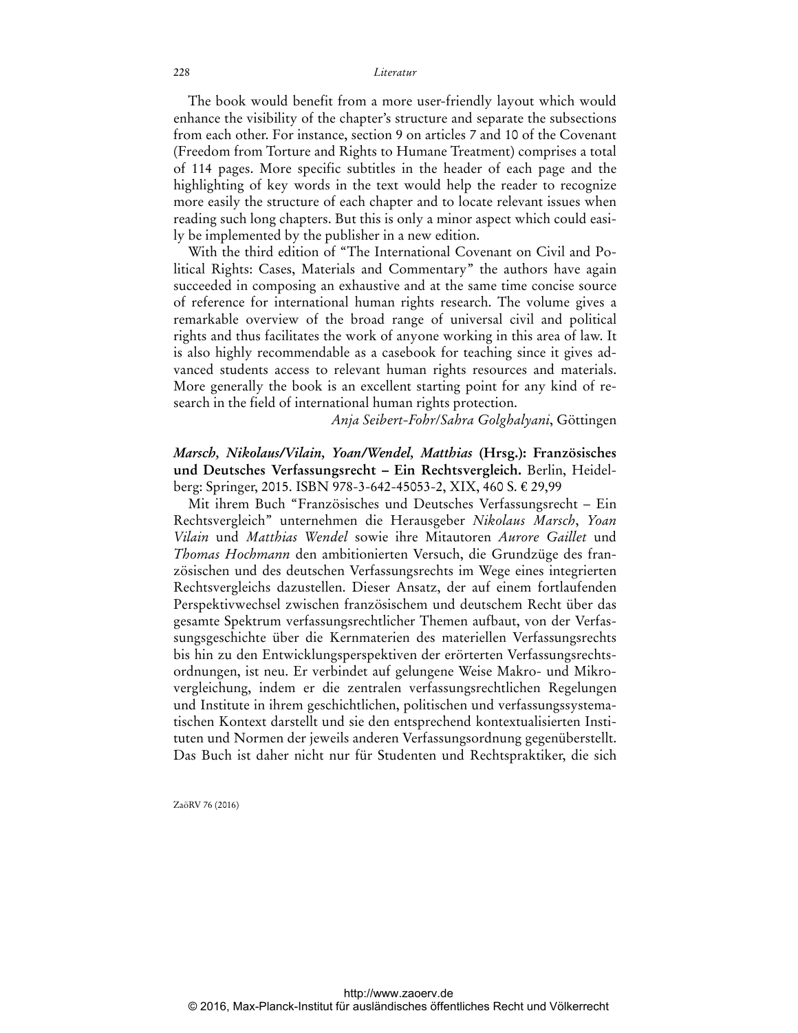The book would benefit from a more user-friendly layout which would enhance the visibility of the chapter's structure and separate the subsections from each other. For instance, section 9 on articles 7 and 10 of the Covenant (Freedom from Torture and Rights to Humane Treatment) comprises a total of 114 pages. More specific subtitles in the header of each page and the highlighting of key words in the text would help the reader to recognize more easily the structure of each chapter and to locate relevant issues when reading such long chapters. But this is only a minor aspect which could easily be implemented by the publisher in a new edition.

With the third edition of "The International Covenant on Civil and Political Rights: Cases, Materials and Commentary" the authors have again succeeded in composing an exhaustive and at the same time concise source of reference for international human rights research. The volume gives a remarkable overview of the broad range of universal civil and political rights and thus facilitates the work of anyone working in this area of law. It is also highly recommendable as a casebook for teaching since it gives advanced students access to relevant human rights resources and materials. More generally the book is an excellent starting point for any kind of research in the field of international human rights protection.

*Anja Seibert-Fohr/Sahra Golghalyani*, Göttingen

***Marsch, Nikolaus/Vilain, Yoan/Wendel, Matthias*** **(Hrsg.): Französisches und Deutsches Verfassungsrecht – Ein Rechtsvergleich.** Berlin, Heidelberg: Springer, 2015. ISBN 978-3-642-45053-2, XIX, 460 S. € 29,99

Mit ihrem Buch "Französisches und Deutsches Verfassungsrecht – Ein Rechtsvergleich" unternehmen die Herausgeber *Nikolaus Marsch*, *Yoan Vilain* und *Matthias Wendel* sowie ihre Mitautoren *Aurore Gaillet* und *Thomas Hochmann* den ambitionierten Versuch, die Grundzüge des französischen und des deutschen Verfassungsrechts im Wege eines integrierten Rechtsvergleichs dazustellen. Dieser Ansatz, der auf einem fortlaufenden Perspektivwechsel zwischen französischem und deutschem Recht über das gesamte Spektrum verfassungsrechtlicher Themen aufbaut, von der Verfassungsgeschichte über die Kernmaterien des materiellen Verfassungsrechts bis hin zu den Entwicklungsperspektiven der erörterten Verfassungsrechtsordnungen, ist neu. Er verbindet auf gelungene Weise Makro- und Mikrovergleichung, indem er die zentralen verfassungsrechtlichen Regelungen und Institute in ihrem geschichtlichen, politischen und verfassungssystematischen Kontext darstellt und sie den entsprechend kontextualisierten Instituten und Normen der jeweils anderen Verfassungsordnung gegenüberstellt. Das Buch ist daher nicht nur für Studenten und Rechtspraktiker, die sich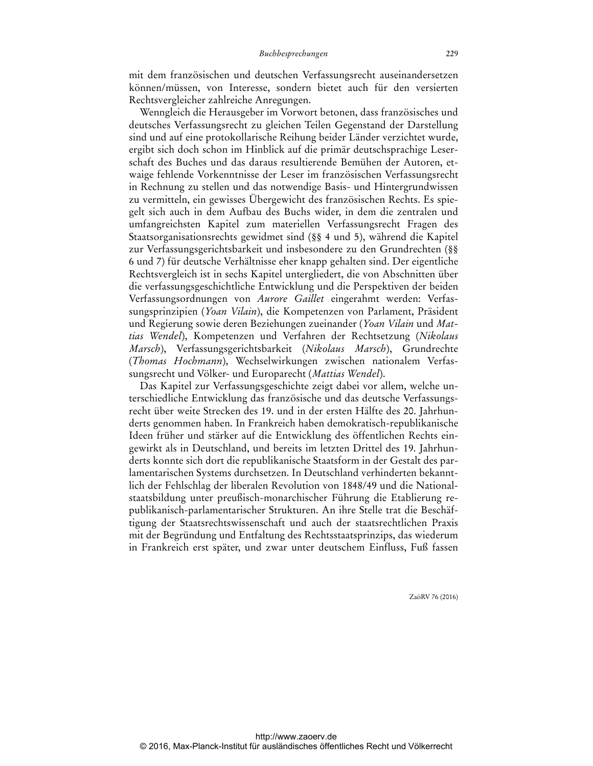mit dem französischen und deutschen Verfassungsrecht auseinandersetzen können/müssen, von Interesse, sondern bietet auch für den versierten Rechtsvergleicher zahlreiche Anregungen.

Wenngleich die Herausgeber im Vorwort betonen, dass französisches und deutsches Verfassungsrecht zu gleichen Teilen Gegenstand der Darstellung sind und auf eine protokollarische Reihung beider Länder verzichtet wurde, ergibt sich doch schon im Hinblick auf die primär deutschsprachige Leserschaft des Buches und das daraus resultierende Bemühen der Autoren, etwaige fehlende Vorkenntnisse der Leser im französischen Verfassungsrecht in Rechnung zu stellen und das notwendige Basis- und Hintergrundwissen zu vermitteln, ein gewisses Übergewicht des französischen Rechts. Es spiegelt sich auch in dem Aufbau des Buchs wider, in dem die zentralen und umfangreichsten Kapitel zum materiellen Verfassungsrecht Fragen des Staatsorganisationsrechts gewidmet sind (§§ 4 und 5), während die Kapitel zur Verfassungsgerichtsbarkeit und insbesondere zu den Grundrechten (§§ 6 und 7) für deutsche Verhältnisse eher knapp gehalten sind. Der eigentliche Rechtsvergleich ist in sechs Kapitel untergliedert, die von Abschnitten über die verfassungsgeschichtliche Entwicklung und die Perspektiven der beiden Verfassungsordnungen von *Aurore Gaillet* eingerahmt werden: Verfassungsprinzipien (*Yoan Vilain*), die Kompetenzen von Parlament, Präsident und Regierung sowie deren Beziehungen zueinander (*Yoan Vilain* und *Mattias Wendel*), Kompetenzen und Verfahren der Rechtsetzung (*Nikolaus Marsch*), Verfassungsgerichtsbarkeit (*Nikolaus Marsch*), Grundrechte (*Thomas Hochmann*), Wechselwirkungen zwischen nationalem Verfassungsrecht und Völker- und Europarecht (*Mattias Wendel*).

Das Kapitel zur Verfassungsgeschichte zeigt dabei vor allem, welche unterschiedliche Entwicklung das französische und das deutsche Verfassungsrecht über weite Strecken des 19. und in der ersten Hälfte des 20. Jahrhunderts genommen haben. In Frankreich haben demokratisch-republikanische Ideen früher und stärker auf die Entwicklung des öffentlichen Rechts eingewirkt als in Deutschland, und bereits im letzten Drittel des 19. Jahrhunderts konnte sich dort die republikanische Staatsform in der Gestalt des parlamentarischen Systems durchsetzen. In Deutschland verhinderten bekanntlich der Fehlschlag der liberalen Revolution von 1848/49 und die Nationalstaatsbildung unter preußisch-monarchischer Führung die Etablierung republikanisch-parlamentarischer Strukturen. An ihre Stelle trat die Beschäftigung der Staatsrechtswissenschaft und auch der staatsrechtlichen Praxis mit der Begründung und Entfaltung des Rechtsstaatsprinzips, das wiederum in Frankreich erst später, und zwar unter deutschem Einfluss, Fuß fassen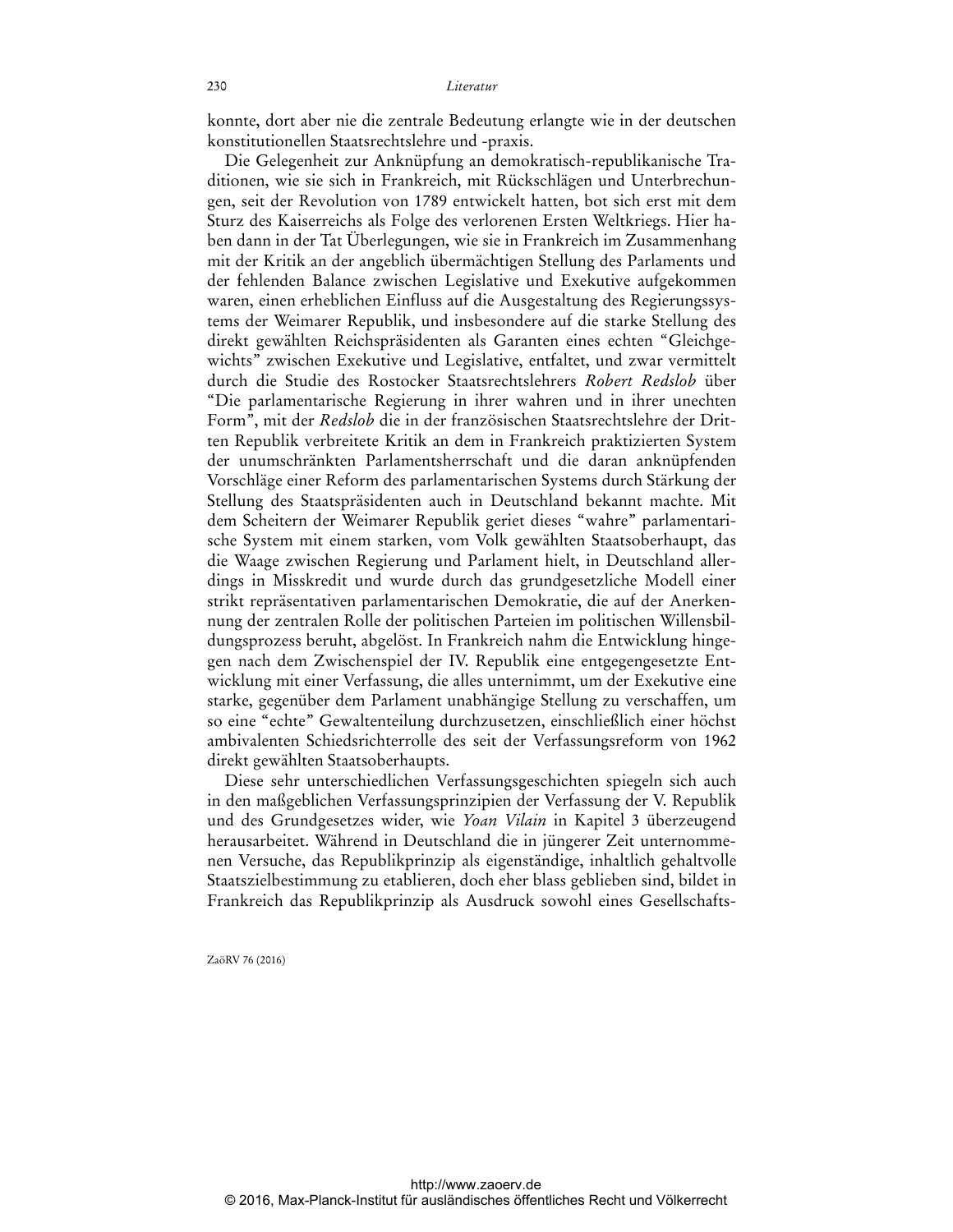konnte, dort aber nie die zentrale Bedeutung erlangte wie in der deutschen konstitutionellen Staatsrechtslehre und -praxis.

Die Gelegenheit zur Anknüpfung an demokratisch-republikanische Traditionen, wie sie sich in Frankreich, mit Rückschlägen und Unterbrechungen, seit der Revolution von 1789 entwickelt hatten, bot sich erst mit dem Sturz des Kaiserreichs als Folge des verlorenen Ersten Weltkriegs. Hier haben dann in der Tat Überlegungen, wie sie in Frankreich im Zusammenhang mit der Kritik an der angeblich übermächtigen Stellung des Parlaments und der fehlenden Balance zwischen Legislative und Exekutive aufgekommen waren, einen erheblichen Einfluss auf die Ausgestaltung des Regierungssystems der Weimarer Republik, und insbesondere auf die starke Stellung des direkt gewählten Reichspräsidenten als Garanten eines echten "Gleichgewichts" zwischen Exekutive und Legislative, entfaltet, und zwar vermittelt durch die Studie des Rostocker Staatsrechtslehrers *Robert Redslob* über "Die parlamentarische Regierung in ihrer wahren und in ihrer unechten Form", mit der *Redslob* die in der französischen Staatsrechtslehre der Dritten Republik verbreitete Kritik an dem in Frankreich praktizierten System der unumschränkten Parlamentsherrschaft und die daran anknüpfenden Vorschläge einer Reform des parlamentarischen Systems durch Stärkung der Stellung des Staatspräsidenten auch in Deutschland bekannt machte. Mit dem Scheitern der Weimarer Republik geriet dieses "wahre" parlamentarische System mit einem starken, vom Volk gewählten Staatsoberhaupt, das die Waage zwischen Regierung und Parlament hielt, in Deutschland allerdings in Misskredit und wurde durch das grundgesetzliche Modell einer strikt repräsentativen parlamentarischen Demokratie, die auf der Anerkennung der zentralen Rolle der politischen Parteien im politischen Willensbildungsprozess beruht, abgelöst. In Frankreich nahm die Entwicklung hingegen nach dem Zwischenspiel der IV. Republik eine entgegengesetzte Entwicklung mit einer Verfassung, die alles unternimmt, um der Exekutive eine starke, gegenüber dem Parlament unabhängige Stellung zu verschaffen, um so eine "echte" Gewaltenteilung durchzusetzen, einschließlich einer höchst ambivalenten Schiedsrichterrolle des seit der Verfassungsreform von 1962 direkt gewählten Staatsoberhaupts.

Diese sehr unterschiedlichen Verfassungsgeschichten spiegeln sich auch in den maßgeblichen Verfassungsprinzipien der Verfassung der V. Republik und des Grundgesetzes wider, wie *Yoan Vilain* in Kapitel 3 überzeugend herausarbeitet. Während in Deutschland die in jüngerer Zeit unternommenen Versuche, das Republikprinzip als eigenständige, inhaltlich gehaltvolle Staatszielbestimmung zu etablieren, doch eher blass geblieben sind, bildet in Frankreich das Republikprinzip als Ausdruck sowohl eines Gesellschafts-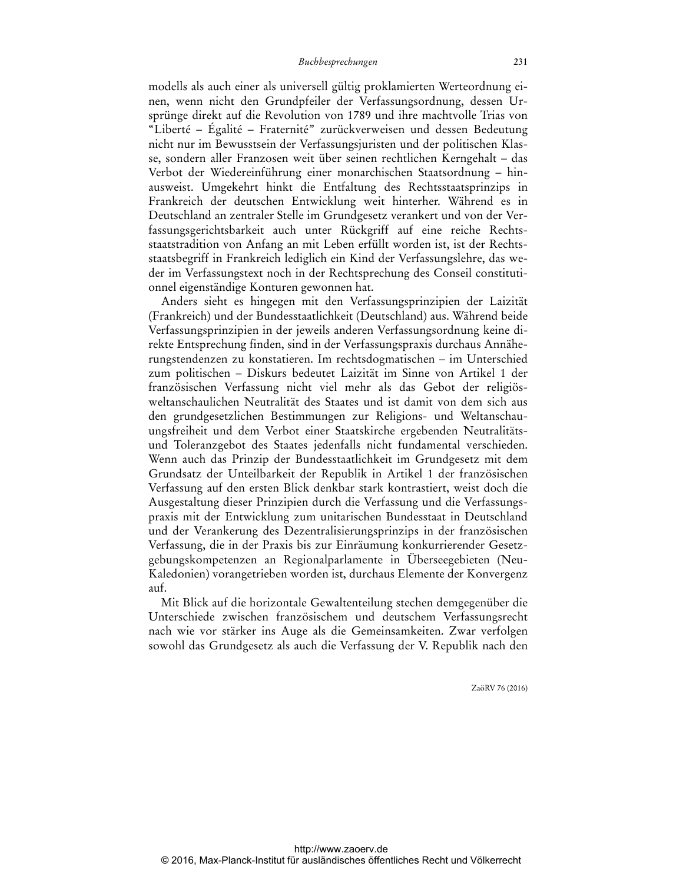modells als auch einer als universell gültig proklamierten Werteordnung einen, wenn nicht den Grundpfeiler der Verfassungsordnung, dessen Ursprünge direkt auf die Revolution von 1789 und ihre machtvolle Trias von "Liberté – Égalité – Fraternité" zurückverweisen und dessen Bedeutung nicht nur im Bewusstsein der Verfassungsjuristen und der politischen Klasse, sondern aller Franzosen weit über seinen rechtlichen Kerngehalt – das Verbot der Wiedereinführung einer monarchischen Staatsordnung – hinausweist. Umgekehrt hinkt die Entfaltung des Rechtsstaatsprinzips in Frankreich der deutschen Entwicklung weit hinterher. Während es in Deutschland an zentraler Stelle im Grundgesetz verankert und von der Verfassungsgerichtsbarkeit auch unter Rückgriff auf eine reiche Rechtsstaatstradition von Anfang an mit Leben erfüllt worden ist, ist der Rechtsstaatsbegriff in Frankreich lediglich ein Kind der Verfassungslehre, das weder im Verfassungstext noch in der Rechtsprechung des Conseil constitutionnel eigenständige Konturen gewonnen hat.

Anders sieht es hingegen mit den Verfassungsprinzipien der Laizität (Frankreich) und der Bundesstaatlichkeit (Deutschland) aus. Während beide Verfassungsprinzipien in der jeweils anderen Verfassungsordnung keine direkte Entsprechung finden, sind in der Verfassungspraxis durchaus Annäherungstendenzen zu konstatieren. Im rechtsdogmatischen – im Unterschied zum politischen – Diskurs bedeutet Laizität im Sinne von Artikel 1 der französischen Verfassung nicht viel mehr als das Gebot der religiös-weltanschaulichen Neutralität des Staates und ist damit von dem sich aus den grundgesetzlichen Bestimmungen zur Religions- und Weltanschauungsfreiheit und dem Verbot einer Staatskirche ergebenden Neutralitäts- und Toleranzgebot des Staates jedenfalls nicht fundamental verschieden. Wenn auch das Prinzip der Bundesstaatlichkeit im Grundgesetz mit dem Grundsatz der Unteilbarkeit der Republik in Artikel 1 der französischen Verfassung auf den ersten Blick denkbar stark kontrastiert, weist doch die Ausgestaltung dieser Prinzipien durch die Verfassung und die Verfassungspraxis mit der Entwicklung zum unitarischen Bundesstaat in Deutschland und der Verankerung des Dezentralisierungsprinzips in der französischen Verfassung, die in der Praxis bis zur Einräumung konkurrierender Gesetzgebungskompetenzen an Regionalparlamente in Überseegebieten (Neu-Kaledonien) vorangetrieben worden ist, durchaus Elemente der Konvergenz auf.

Mit Blick auf die horizontale Gewaltenteilung stechen demgegenüber die Unterschiede zwischen französischem und deutschem Verfassungsrecht nach wie vor stärker ins Auge als die Gemeinsamkeiten. Zwar verfolgen sowohl das Grundgesetz als auch die Verfassung der V. Republik nach den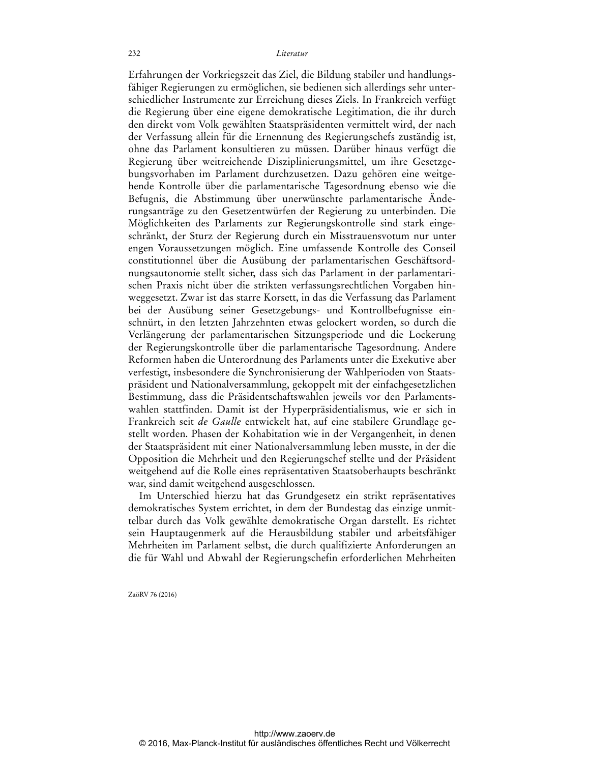Erfahrungen der Vorkriegszeit das Ziel, die Bildung stabiler und handlungsfähiger Regierungen zu ermöglichen, sie bedienen sich allerdings sehr unterschiedlicher Instrumente zur Erreichung dieses Ziels. In Frankreich verfügt die Regierung über eine eigene demokratische Legitimation, die ihr durch den direkt vom Volk gewählten Staatspräsidenten vermittelt wird, der nach der Verfassung allein für die Ernennung des Regierungschefs zuständig ist, ohne das Parlament konsultieren zu müssen. Darüber hinaus verfügt die Regierung über weitreichende Disziplinierungsmittel, um ihre Gesetzgebungsvorhaben im Parlament durchzusetzen. Dazu gehören eine weitgehende Kontrolle über die parlamentarische Tagesordnung ebenso wie die Befugnis, die Abstimmung über unerwünschte parlamentarische Änderungsanträge zu den Gesetzentwürfen der Regierung zu unterbinden. Die Möglichkeiten des Parlaments zur Regierungskontrolle sind stark eingeschränkt, der Sturz der Regierung durch ein Misstrauensvotum nur unter engen Voraussetzungen möglich. Eine umfassende Kontrolle des Conseil constitutionnel über die Ausübung der parlamentarischen Geschäftsordnungsautonomie stellt sicher, dass sich das Parlament in der parlamentarischen Praxis nicht über die strikten verfassungsrechtlichen Vorgaben hinweggesetzt. Zwar ist das starre Korsett, in das die Verfassung das Parlament bei der Ausübung seiner Gesetzgebungs- und Kontrollbefugnisse einschnürt, in den letzten Jahrzehnten etwas gelockert worden, so durch die Verlängerung der parlamentarischen Sitzungsperiode und die Lockerung der Regierungskontrolle über die parlamentarische Tagesordnung. Andere Reformen haben die Unterordnung des Parlaments unter die Exekutive aber verfestigt, insbesondere die Synchronisierung der Wahlperioden von Staatspräsident und Nationalversammlung, gekoppelt mit der einfachgesetzlichen Bestimmung, dass die Präsidentschaftswahlen jeweils vor den Parlamentswahlen stattfinden. Damit ist der Hyperpräsidentialismus, wie er sich in Frankreich seit *de Gaulle* entwickelt hat, auf eine stabilere Grundlage gestellt worden. Phasen der Kohabitation wie in der Vergangenheit, in denen der Staatspräsident mit einer Nationalversammlung leben musste, in der die Opposition die Mehrheit und den Regierungschef stellte und der Präsident weitgehend auf die Rolle eines repräsentativen Staatsoberhaupts beschränkt war, sind damit weitgehend ausgeschlossen.

Im Unterschied hierzu hat das Grundgesetz ein strikt repräsentatives demokratisches System errichtet, in dem der Bundestag das einzige unmittelbar durch das Volk gewählte demokratische Organ darstellt. Es richtet sein Hauptaugenmerk auf die Herausbildung stabiler und arbeitsfähiger Mehrheiten im Parlament selbst, die durch qualifizierte Anforderungen an die für Wahl und Abwahl der Regierungschefin erforderlichen Mehrheiten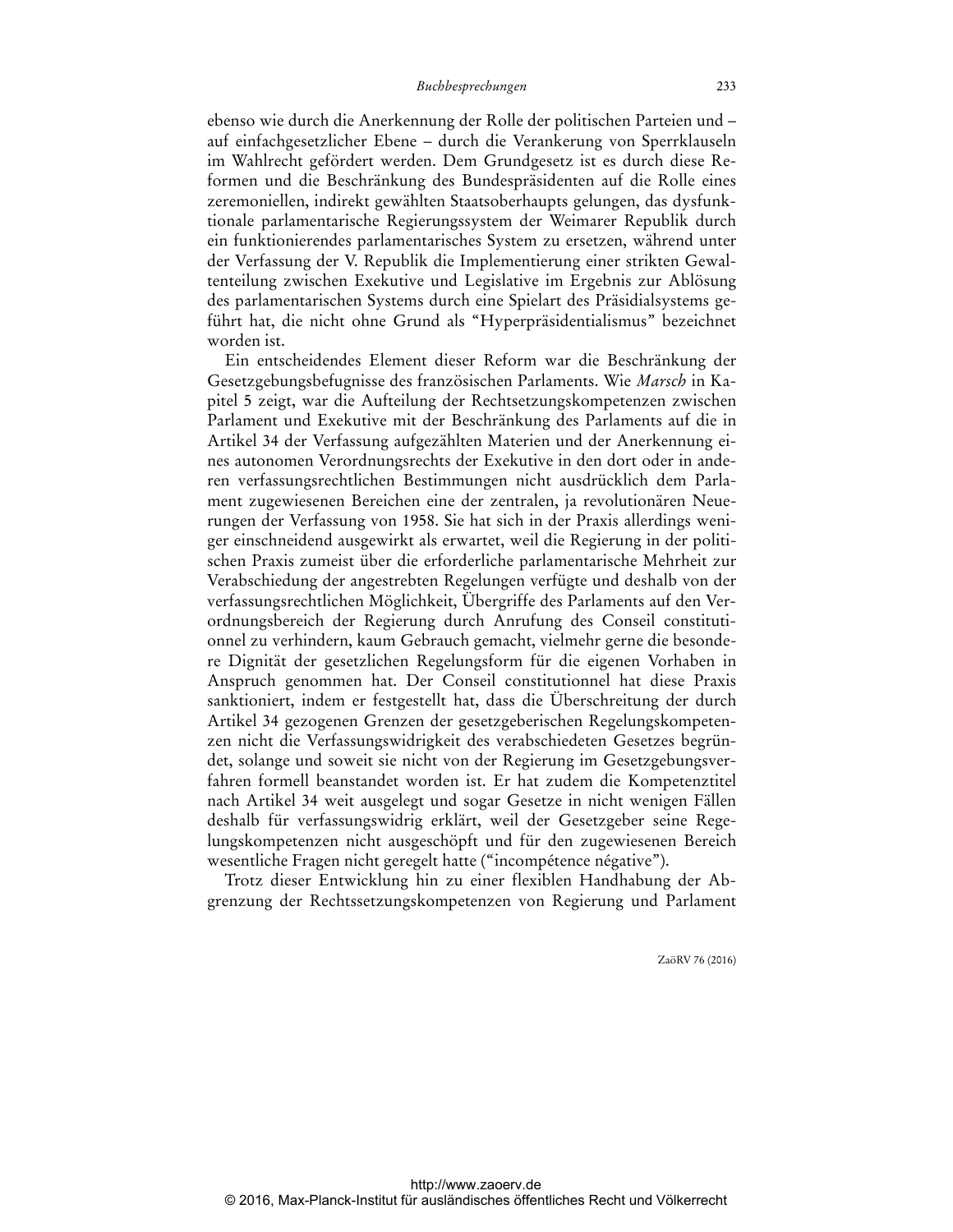ebenso wie durch die Anerkennung der Rolle der politischen Parteien und – auf einfachgesetzlicher Ebene – durch die Verankerung von Sperrklauseln im Wahlrecht gefördert werden. Dem Grundgesetz ist es durch diese Reformen und die Beschränkung des Bundespräsidenten auf die Rolle eines zeremoniellen, indirekt gewählten Staatsoberhaupts gelungen, das dysfunktionale parlamentarische Regierungssystem der Weimarer Republik durch ein funktionierendes parlamentarisches System zu ersetzen, während unter der Verfassung der V. Republik die Implementierung einer strikten Gewaltenteilung zwischen Exekutive und Legislative im Ergebnis zur Ablösung des parlamentarischen Systems durch eine Spielart des Präsidialsystems geführt hat, die nicht ohne Grund als "Hyperpräsidentialismus" bezeichnet worden ist.

Ein entscheidendes Element dieser Reform war die Beschränkung der Gesetzgebungsbefugnisse des französischen Parlaments. Wie *Marsch* in Kapitel 5 zeigt, war die Aufteilung der Rechtsetzungskompetenzen zwischen Parlament und Exekutive mit der Beschränkung des Parlaments auf die in Artikel 34 der Verfassung aufgezählten Materien und der Anerkennung eines autonomen Verordnungsrechts der Exekutive in den dort oder in anderen verfassungsrechtlichen Bestimmungen nicht ausdrücklich dem Parlament zugewiesenen Bereichen eine der zentralen, ja revolutionären Neuerungen der Verfassung von 1958. Sie hat sich in der Praxis allerdings weniger einschneidend ausgewirkt als erwartet, weil die Regierung in der politischen Praxis zumeist über die erforderliche parlamentarische Mehrheit zur Verabschiedung der angestrebten Regelungen verfügte und deshalb von der verfassungsrechtlichen Möglichkeit, Übergriffe des Parlaments auf den Verordnungsbereich der Regierung durch Anrufung des Conseil constitutionnel zu verhindern, kaum Gebrauch gemacht, vielmehr gerne die besondere Dignität der gesetzlichen Regelungsform für die eigenen Vorhaben in Anspruch genommen hat. Der Conseil constitutionnel hat diese Praxis sanktioniert, indem er festgestellt hat, dass die Überschreitung der durch Artikel 34 gezogenen Grenzen der gesetzgeberischen Regelungskompetenzen nicht die Verfassungswidrigkeit des verabschiedeten Gesetzes begründet, solange und soweit sie nicht von der Regierung im Gesetzgebungsverfahren formell beanstandet worden ist. Er hat zudem die Kompetenztitel nach Artikel 34 weit ausgelegt und sogar Gesetze in nicht wenigen Fällen deshalb für verfassungswidrig erklärt, weil der Gesetzgeber seine Regelungskompetenzen nicht ausgeschöpft und für den zugewiesenen Bereich wesentliche Fragen nicht geregelt hatte ("incompétence négative").

Trotz dieser Entwicklung hin zu einer flexiblen Handhabung der Abgrenzung der Rechtssetzungskompetenzen von Regierung und Parlament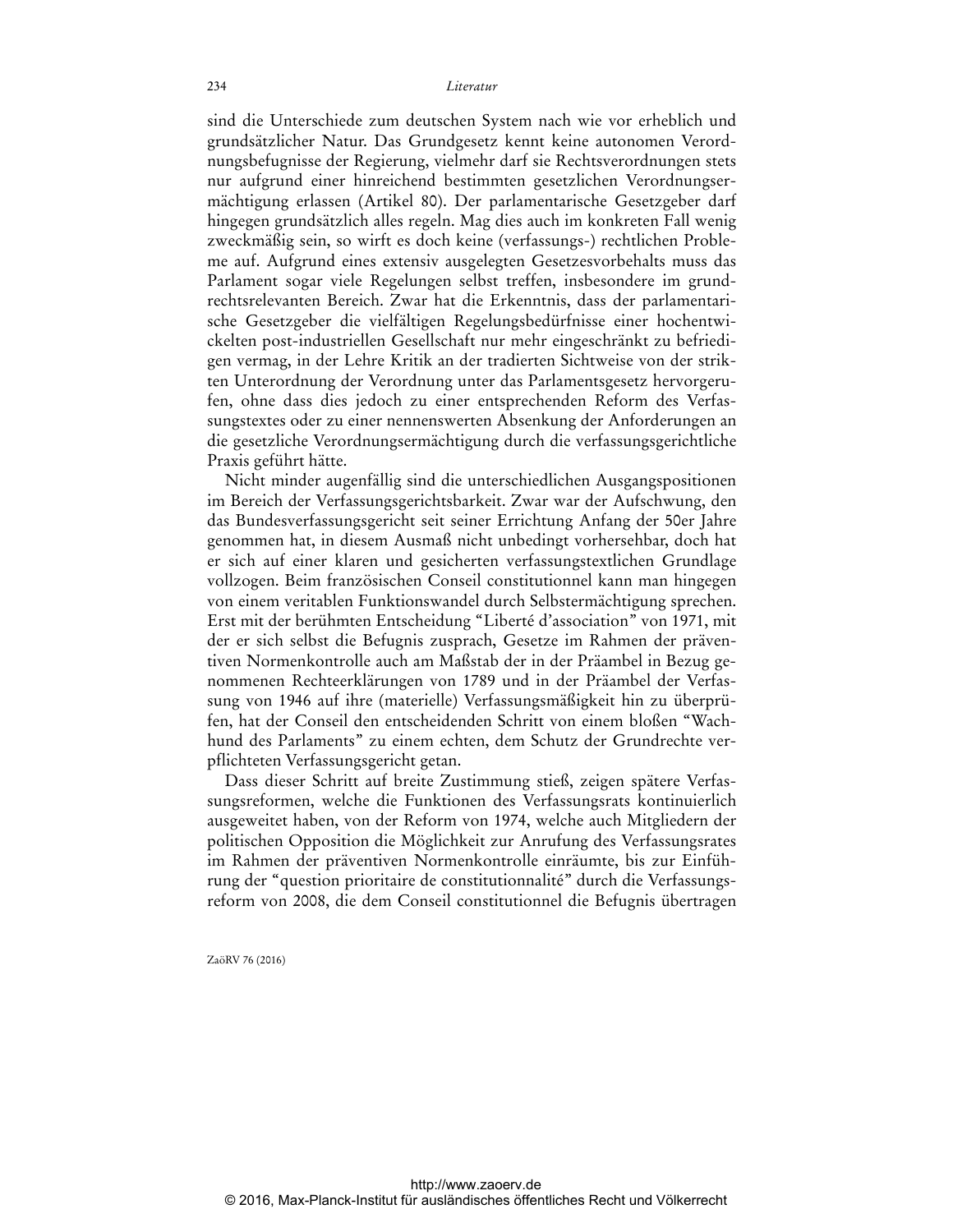sind die Unterschiede zum deutschen System nach wie vor erheblich und grundsätzlicher Natur. Das Grundgesetz kennt keine autonomen Verordnungsbefugnisse der Regierung, vielmehr darf sie Rechtsverordnungen stets nur aufgrund einer hinreichend bestimmten gesetzlichen Verordnungsermächtigung erlassen (Artikel 80). Der parlamentarische Gesetzgeber darf hingegen grundsätzlich alles regeln. Mag dies auch im konkreten Fall wenig zweckmäßig sein, so wirft es doch keine (verfassungs-) rechtlichen Probleme auf. Aufgrund eines extensiv ausgelegten Gesetzesvorbehalts muss das Parlament sogar viele Regelungen selbst treffen, insbesondere im grundrechtsrelevanten Bereich. Zwar hat die Erkenntnis, dass der parlamentarische Gesetzgeber die vielfältigen Regelungsbedürfnisse einer hochentwickelten post-industriellen Gesellschaft nur mehr eingeschränkt zu befriedigen vermag, in der Lehre Kritik an der tradierten Sichtweise von der strikten Unterordnung der Verordnung unter das Parlamentsgesetz hervorgerufen, ohne dass dies jedoch zu einer entsprechenden Reform des Verfassungstextes oder zu einer nennenswerten Absenkung der Anforderungen an die gesetzliche Verordnungsermächtigung durch die verfassungsgerichtliche Praxis geführt hätte.

Nicht minder augenfällig sind die unterschiedlichen Ausgangspositionen im Bereich der Verfassungsgerichtsbarkeit. Zwar war der Aufschwung, den das Bundesverfassungsgericht seit seiner Errichtung Anfang der 50er Jahre genommen hat, in diesem Ausmaß nicht unbedingt vorhersehbar, doch hat er sich auf einer klaren und gesicherten verfassungstextlichen Grundlage vollzogen. Beim französischen Conseil constitutionnel kann man hingegen von einem veritablen Funktionswandel durch Selbstermächtigung sprechen. Erst mit der berühmten Entscheidung "Liberté d'association" von 1971, mit der er sich selbst die Befugnis zusprach, Gesetze im Rahmen der präventiven Normenkontrolle auch am Maßstab der in der Präambel in Bezug genommenen Rechteerklärungen von 1789 und in der Präambel der Verfassung von 1946 auf ihre (materielle) Verfassungsmäßigkeit hin zu überprüfen, hat der Conseil den entscheidenden Schritt von einem bloßen "Wachhund des Parlaments" zu einem echten, dem Schutz der Grundrechte verpflichteten Verfassungsgericht getan.

Dass dieser Schritt auf breite Zustimmung stieß, zeigen spätere Verfassungsreformen, welche die Funktionen des Verfassungsrats kontinuierlich ausgeweitet haben, von der Reform von 1974, welche auch Mitgliedern der politischen Opposition die Möglichkeit zur Anrufung des Verfassungsrates im Rahmen der präventiven Normenkontrolle einräumte, bis zur Einführung der "question prioritaire de constitutionnalité" durch die Verfassungsreform von 2008, die dem Conseil constitutionnel die Befugnis übertragen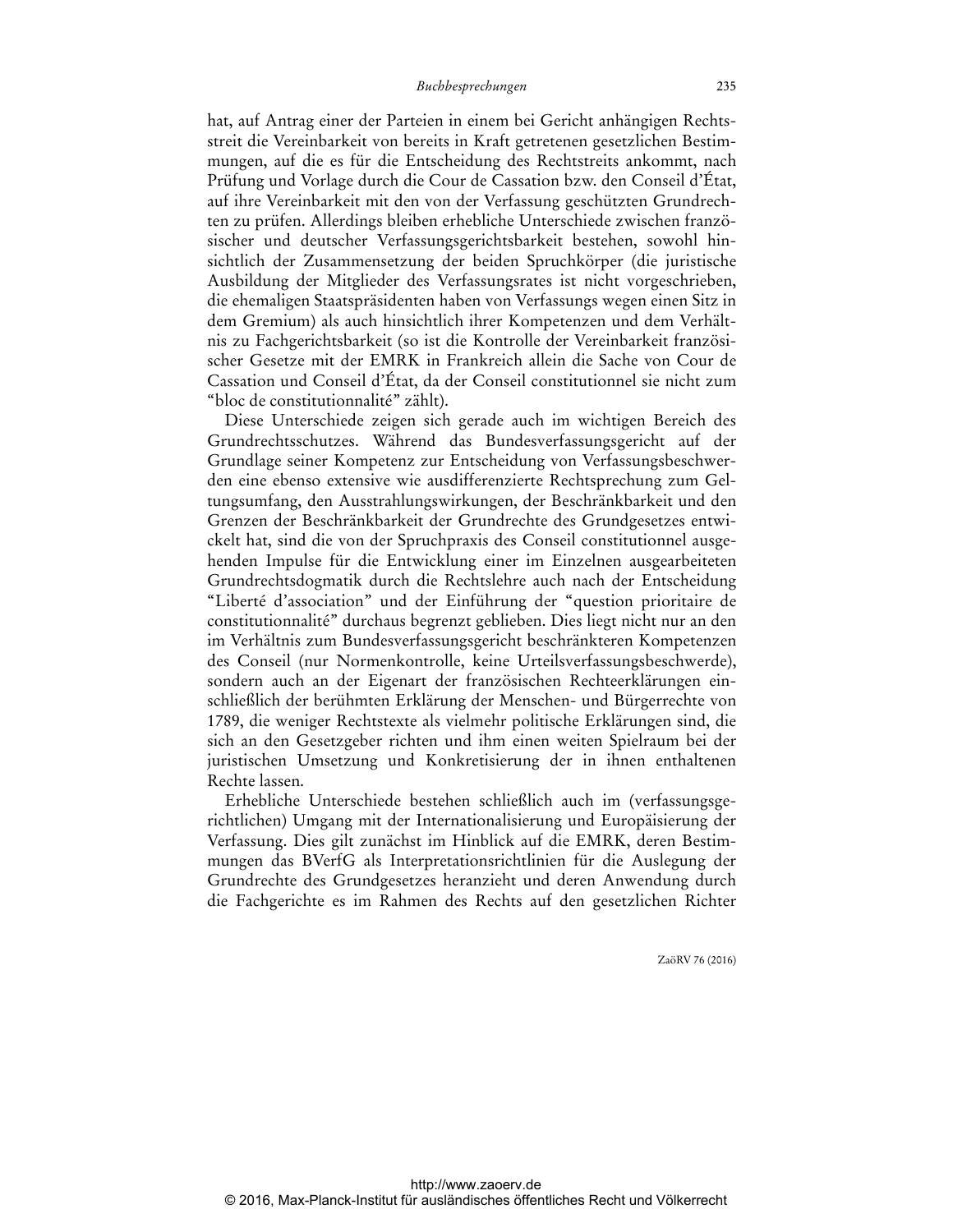hat, auf Antrag einer der Parteien in einem bei Gericht anhängigen Rechtsstreit die Vereinbarkeit von bereits in Kraft getretenen gesetzlichen Bestimmungen, auf die es für die Entscheidung des Rechtstreits ankommt, nach Prüfung und Vorlage durch die Cour de Cassation bzw. den Conseil d'État, auf ihre Vereinbarkeit mit den von der Verfassung geschützten Grundrechten zu prüfen. Allerdings bleiben erhebliche Unterschiede zwischen französischer und deutscher Verfassungsgerichtsbarkeit bestehen, sowohl hinsichtlich der Zusammensetzung der beiden Spruchkörper (die juristische Ausbildung der Mitglieder des Verfassungsrates ist nicht vorgeschrieben, die ehemaligen Staatspräsidenten haben von Verfassungs wegen einen Sitz in dem Gremium) als auch hinsichtlich ihrer Kompetenzen und dem Verhältnis zu Fachgerichtsbarkeit (so ist die Kontrolle der Vereinbarkeit französischer Gesetze mit der EMRK in Frankreich allein die Sache von Cour de Cassation und Conseil d'État, da der Conseil constitutionnel sie nicht zum "bloc de constitutionnalité" zählt).

Diese Unterschiede zeigen sich gerade auch im wichtigen Bereich des Grundrechtsschutzes. Während das Bundesverfassungsgericht auf der Grundlage seiner Kompetenz zur Entscheidung von Verfassungsbeschwerden eine ebenso extensive wie ausdifferenzierte Rechtsprechung zum Geltungsumfang, den Ausstrahlungswirkungen, der Beschränkbarkeit und den Grenzen der Beschränkbarkeit der Grundrechte des Grundgesetzes entwickelt hat, sind die von der Spruchpraxis des Conseil constitutionnel ausgehenden Impulse für die Entwicklung einer im Einzelnen ausgearbeiteten Grundrechtsdogmatik durch die Rechtslehre auch nach der Entscheidung "Liberté d'association" und der Einführung der "question prioritaire de constitutionnalité" durchaus begrenzt geblieben. Dies liegt nicht nur an den im Verhältnis zum Bundesverfassungsgericht beschränkteren Kompetenzen des Conseil (nur Normenkontrolle, keine Urteilsverfassungsbeschwerde), sondern auch an der Eigenart der französischen Rechteerklärungen einschließlich der berühmten Erklärung der Menschen- und Bürgerrechte von 1789, die weniger Rechtstexte als vielmehr politische Erklärungen sind, die sich an den Gesetzgeber richten und ihm einen weiten Spielraum bei der juristischen Umsetzung und Konkretisierung der in ihnen enthaltenen Rechte lassen.

Erhebliche Unterschiede bestehen schließlich auch im (verfassungsgerichtlichen) Umgang mit der Internationalisierung und Europäisierung der Verfassung. Dies gilt zunächst im Hinblick auf die EMRK, deren Bestimmungen das BVerfG als Interpretationsrichtlinien für die Auslegung der Grundrechte des Grundgesetzes heranzieht und deren Anwendung durch die Fachgerichte es im Rahmen des Rechts auf den gesetzlichen Richter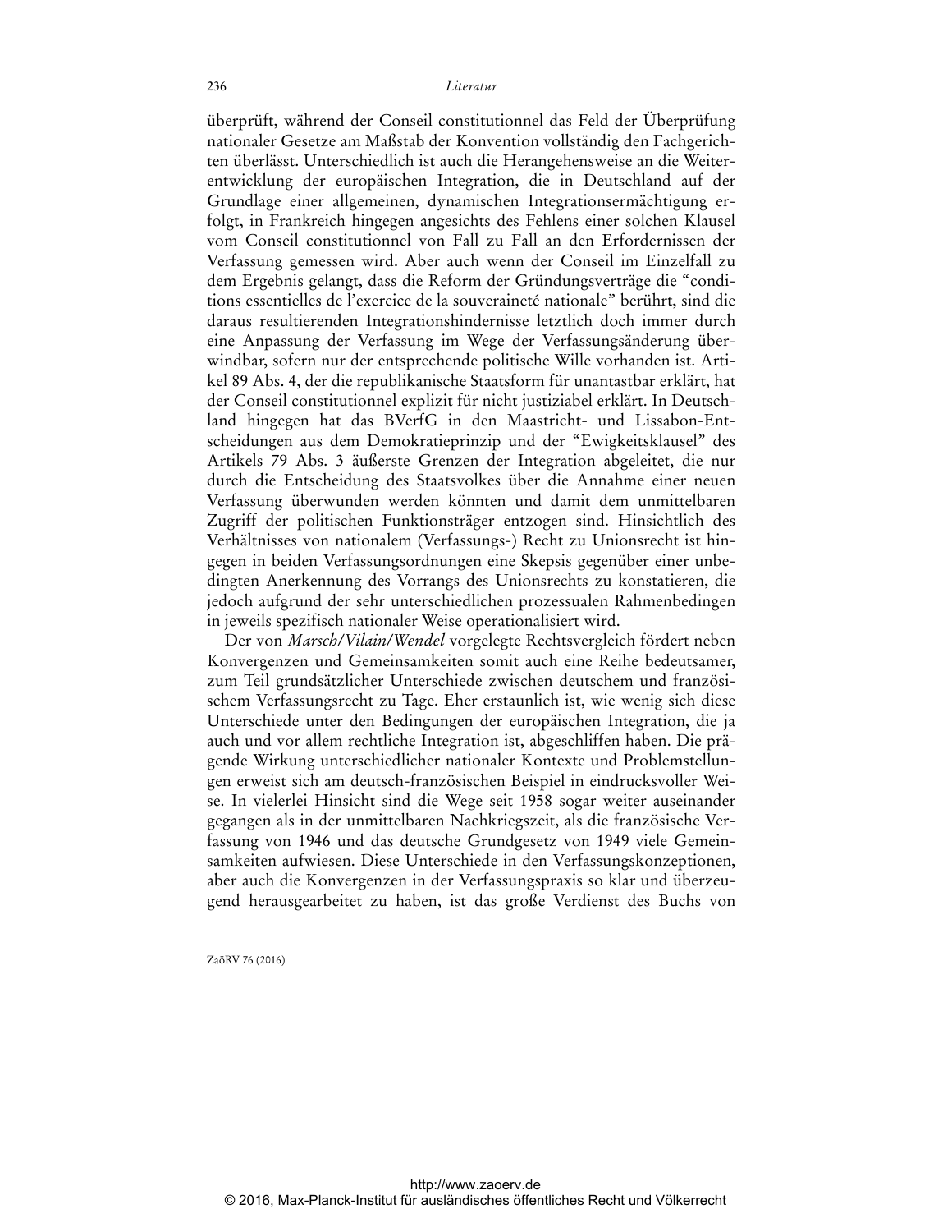überprüft, während der Conseil constitutionnel das Feld der Überprüfung nationaler Gesetze am Maßstab der Konvention vollständig den Fachgerichten überlässt. Unterschiedlich ist auch die Herangehensweise an die Weiterentwicklung der europäischen Integration, die in Deutschland auf der Grundlage einer allgemeinen, dynamischen Integrationsermächtigung erfolgt, in Frankreich hingegen angesichts des Fehlens einer solchen Klausel vom Conseil constitutionnel von Fall zu Fall an den Erfordernissen der Verfassung gemessen wird. Aber auch wenn der Conseil im Einzelfall zu dem Ergebnis gelangt, dass die Reform der Gründungsverträge die "conditions essentielles de l'exercice de la souveraineté nationale" berührt, sind die daraus resultierenden Integrationshindernisse letztlich doch immer durch eine Anpassung der Verfassung im Wege der Verfassungsänderung überwindbar, sofern nur der entsprechende politische Wille vorhanden ist. Artikel 89 Abs. 4, der die republikanische Staatsform für unantastbar erklärt, hat der Conseil constitutionnel explizit für nicht justiziabel erklärt. In Deutschland hingegen hat das BVerfG in den Maastricht- und Lissabon-Entscheidungen aus dem Demokratieprinzip und der "Ewigkeitsklausel" des Artikels 79 Abs. 3 äußerste Grenzen der Integration abgeleitet, die nur durch die Entscheidung des Staatsvolkes über die Annahme einer neuen Verfassung überwunden werden könnten und damit dem unmittelbaren Zugriff der politischen Funktionsträger entzogen sind. Hinsichtlich des Verhältnisses von nationalem (Verfassungs-) Recht zu Unionsrecht ist hingegen in beiden Verfassungsordnungen eine Skepsis gegenüber einer unbedingten Anerkennung des Vorrangs des Unionsrechts zu konstatieren, die jedoch aufgrund der sehr unterschiedlichen prozessualen Rahmenbedingen in jeweils spezifisch nationaler Weise operationalisiert wird.

Der von *Marsch/Vilain/Wendel* vorgelegte Rechtsvergleich fördert neben Konvergenzen und Gemeinsamkeiten somit auch eine Reihe bedeutsamer, zum Teil grundsätzlicher Unterschiede zwischen deutschem und französischem Verfassungsrecht zu Tage. Eher erstaunlich ist, wie wenig sich diese Unterschiede unter den Bedingungen der europäischen Integration, die ja auch und vor allem rechtliche Integration ist, abgeschliffen haben. Die prägende Wirkung unterschiedlicher nationaler Kontexte und Problemstellungen erweist sich am deutsch-französischen Beispiel in eindrucksvoller Weise. In vielerlei Hinsicht sind die Wege seit 1958 sogar weiter auseinander gegangen als in der unmittelbaren Nachkriegszeit, als die französische Verfassung von 1946 und das deutsche Grundgesetz von 1949 viele Gemeinsamkeiten aufwiesen. Diese Unterschiede in den Verfassungskonzeptionen, aber auch die Konvergenzen in der Verfassungspraxis so klar und überzeugend herausgearbeitet zu haben, ist das große Verdienst des Buchs von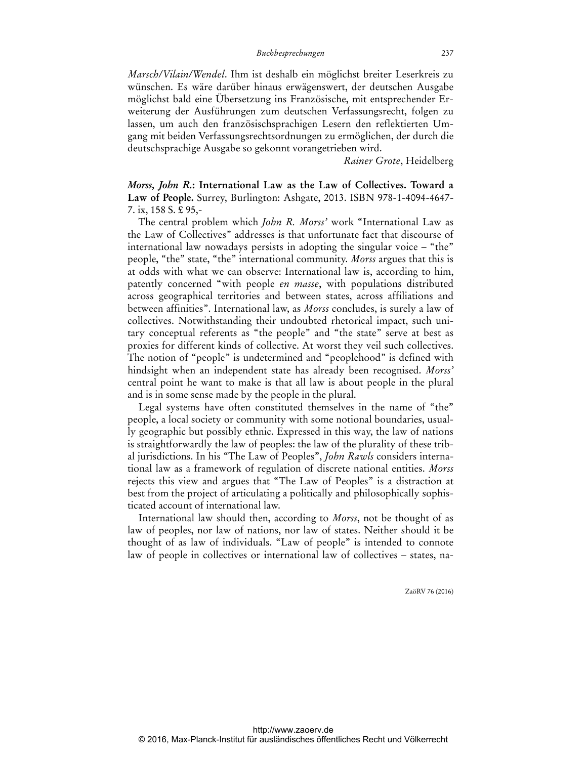*Marsch/Vilain/Wendel*. Ihm ist deshalb ein möglichst breiter Leserkreis zu wünschen. Es wäre darüber hinaus erwägenswert, der deutschen Ausgabe möglichst bald eine Übersetzung ins Französische, mit entsprechender Erweiterung der Ausführungen zum deutschen Verfassungsrecht, folgen zu lassen, um auch den französischsprachigen Lesern den reflektierten Umgang mit beiden Verfassungsrechtsordnungen zu ermöglichen, der durch die deutschsprachige Ausgabe so gekonnt vorangetrieben wird.

*Rainer Grote*, Heidelberg

***Morss, John R.*: International Law as the Law of Collectives. Toward a Law of People.** Surrey, Burlington: Ashgate, 2013. ISBN 978-1-4094-4647-7. ix, 158 S. £ 95,-

The central problem which *John R. Morss'* work "International Law as the Law of Collectives" addresses is that unfortunate fact that discourse of international law nowadays persists in adopting the singular voice – "the" people, "the" state, "the" international community. *Morss* argues that this is at odds with what we can observe: International law is, according to him, patently concerned "with people *en masse*, with populations distributed across geographical territories and between states, across affiliations and between affinities". International law, as *Morss* concludes, is surely a law of collectives. Notwithstanding their undoubted rhetorical impact, such unitary conceptual referents as "the people" and "the state" serve at best as proxies for different kinds of collective. At worst they veil such collectives. The notion of "people" is undetermined and "peoplehood" is defined with hindsight when an independent state has already been recognised. *Morss'* central point he want to make is that all law is about people in the plural and is in some sense made by the people in the plural.

Legal systems have often constituted themselves in the name of "the" people, a local society or community with some notional boundaries, usually geographic but possibly ethnic. Expressed in this way, the law of nations is straightforwardly the law of peoples: the law of the plurality of these tribal jurisdictions. In his "The Law of Peoples", *John Rawls* considers international law as a framework of regulation of discrete national entities. *Morss* rejects this view and argues that "The Law of Peoples" is a distraction at best from the project of articulating a politically and philosophically sophisticated account of international law.

International law should then, according to *Morss*, not be thought of as law of peoples, nor law of nations, nor law of states. Neither should it be thought of as law of individuals. "Law of people" is intended to connote law of people in collectives or international law of collectives – states, na-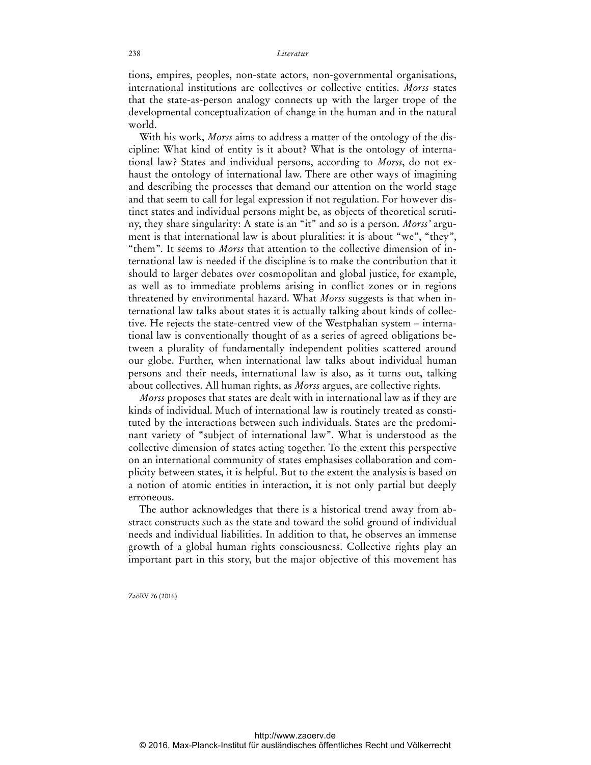tions, empires, peoples, non-state actors, non-governmental organisations, international institutions are collectives or collective entities. *Morss* states that the state-as-person analogy connects up with the larger trope of the developmental conceptualization of change in the human and in the natural world.

With his work, *Morss* aims to address a matter of the ontology of the discipline: What kind of entity is it about? What is the ontology of international law? States and individual persons, according to *Morss*, do not exhaust the ontology of international law. There are other ways of imagining and describing the processes that demand our attention on the world stage and that seem to call for legal expression if not regulation. For however distinct states and individual persons might be, as objects of theoretical scrutiny, they share singularity: A state is an "it" and so is a person. *Morss'* argument is that international law is about pluralities: it is about "we", "they", "them". It seems to *Morss* that attention to the collective dimension of international law is needed if the discipline is to make the contribution that it should to larger debates over cosmopolitan and global justice, for example, as well as to immediate problems arising in conflict zones or in regions threatened by environmental hazard. What *Morss* suggests is that when international law talks about states it is actually talking about kinds of collective. He rejects the state-centred view of the Westphalian system – international law is conventionally thought of as a series of agreed obligations between a plurality of fundamentally independent polities scattered around our globe. Further, when international law talks about individual human persons and their needs, international law is also, as it turns out, talking about collectives. All human rights, as *Morss* argues, are collective rights.

*Morss* proposes that states are dealt with in international law as if they are kinds of individual. Much of international law is routinely treated as constituted by the interactions between such individuals. States are the predominant variety of "subject of international law". What is understood as the collective dimension of states acting together. To the extent this perspective on an international community of states emphasises collaboration and complicity between states, it is helpful. But to the extent the analysis is based on a notion of atomic entities in interaction, it is not only partial but deeply erroneous.

The author acknowledges that there is a historical trend away from abstract constructs such as the state and toward the solid ground of individual needs and individual liabilities. In addition to that, he observes an immense growth of a global human rights consciousness. Collective rights play an important part in this story, but the major objective of this movement has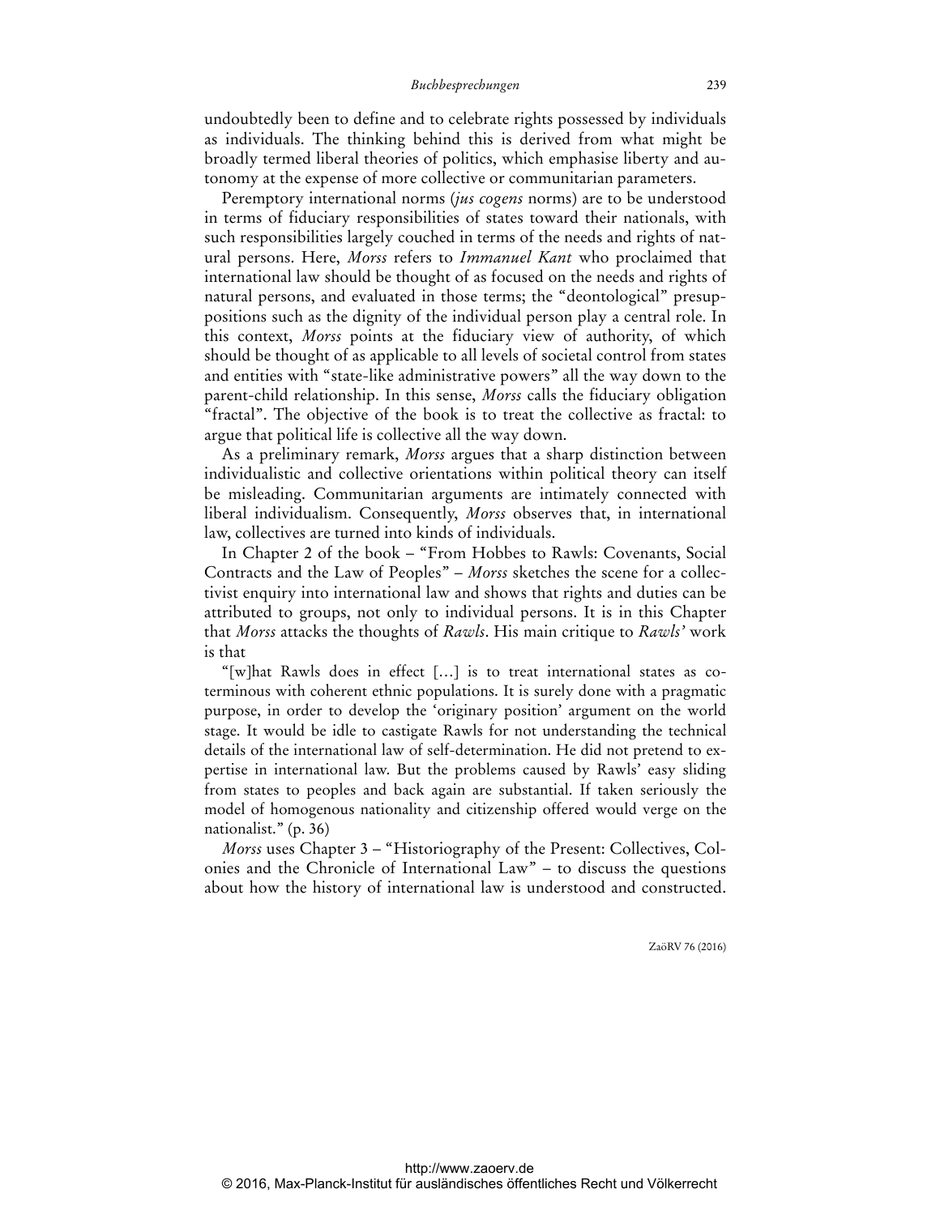undoubtedly been to define and to celebrate rights possessed by individuals as individuals. The thinking behind this is derived from what might be broadly termed liberal theories of politics, which emphasise liberty and autonomy at the expense of more collective or communitarian parameters.

Peremptory international norms (*jus cogens* norms) are to be understood in terms of fiduciary responsibilities of states toward their nationals, with such responsibilities largely couched in terms of the needs and rights of natural persons. Here, *Morss* refers to *Immanuel Kant* who proclaimed that international law should be thought of as focused on the needs and rights of natural persons, and evaluated in those terms; the "deontological" presuppositions such as the dignity of the individual person play a central role. In this context, *Morss* points at the fiduciary view of authority, of which should be thought of as applicable to all levels of societal control from states and entities with "state-like administrative powers" all the way down to the parent-child relationship. In this sense, *Morss* calls the fiduciary obligation "fractal". The objective of the book is to treat the collective as fractal: to argue that political life is collective all the way down.

As a preliminary remark, *Morss* argues that a sharp distinction between individualistic and collective orientations within political theory can itself be misleading. Communitarian arguments are intimately connected with liberal individualism. Consequently, *Morss* observes that, in international law, collectives are turned into kinds of individuals.

In Chapter 2 of the book – "From Hobbes to Rawls: Covenants, Social Contracts and the Law of Peoples" – *Morss* sketches the scene for a collectivist enquiry into international law and shows that rights and duties can be attributed to groups, not only to individual persons. It is in this Chapter that *Morss* attacks the thoughts of *Rawls*. His main critique to *Rawls'* work is that

"[w]hat Rawls does in effect […] is to treat international states as coterminous with coherent ethnic populations. It is surely done with a pragmatic purpose, in order to develop the 'originary position' argument on the world stage. It would be idle to castigate Rawls for not understanding the technical details of the international law of self-determination. He did not pretend to expertise in international law. But the problems caused by Rawls' easy sliding from states to peoples and back again are substantial. If taken seriously the model of homogenous nationality and citizenship offered would verge on the nationalist." (p. 36)

*Morss* uses Chapter 3 – "Historiography of the Present: Collectives, Colonies and the Chronicle of International Law" – to discuss the questions about how the history of international law is understood and constructed.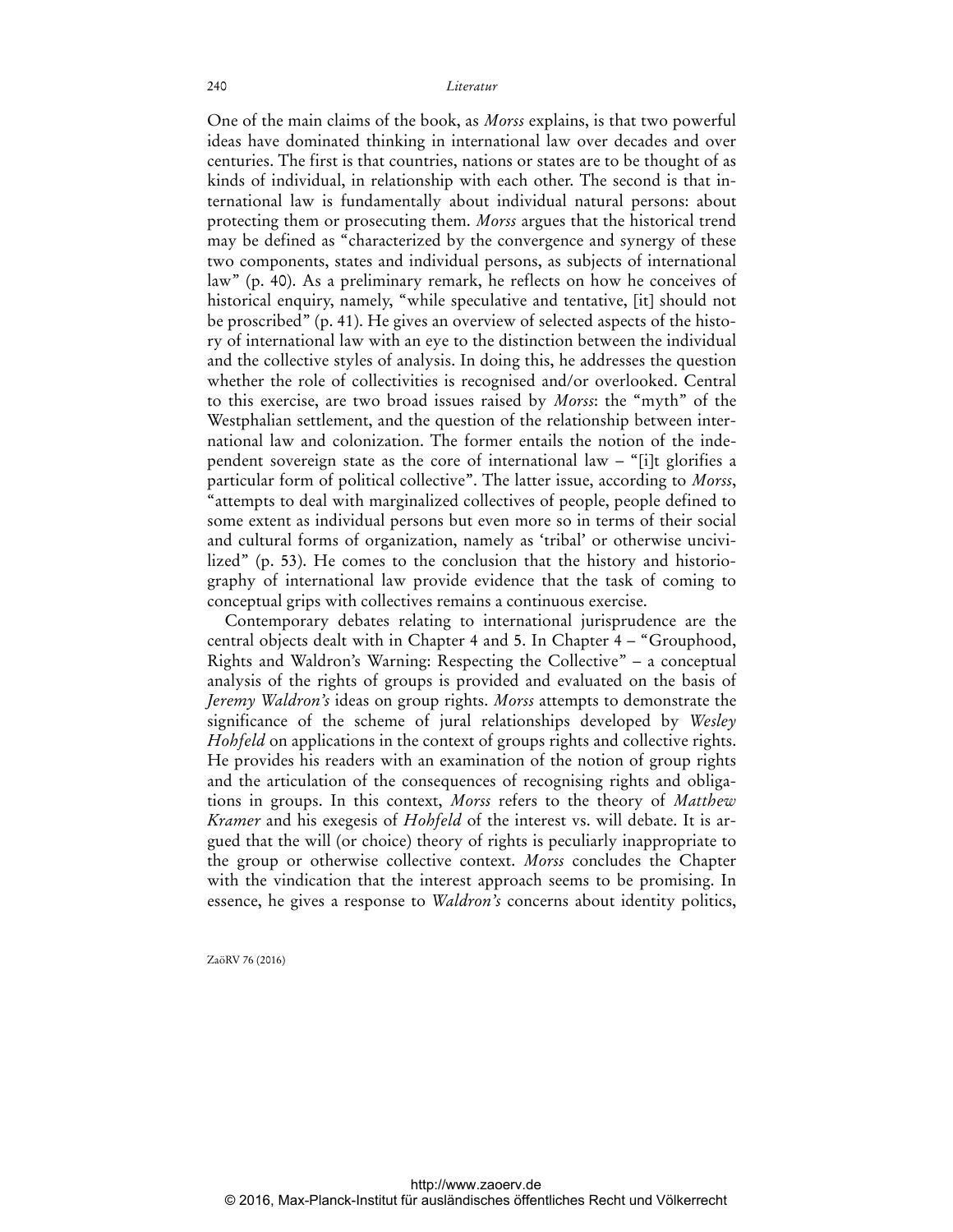One of the main claims of the book, as *Morss* explains, is that two powerful ideas have dominated thinking in international law over decades and over centuries. The first is that countries, nations or states are to be thought of as kinds of individual, in relationship with each other. The second is that international law is fundamentally about individual natural persons: about protecting them or prosecuting them. *Morss* argues that the historical trend may be defined as "characterized by the convergence and synergy of these two components, states and individual persons, as subjects of international law" (p. 40). As a preliminary remark, he reflects on how he conceives of historical enquiry, namely, "while speculative and tentative, [it] should not be proscribed" (p. 41). He gives an overview of selected aspects of the history of international law with an eye to the distinction between the individual and the collective styles of analysis. In doing this, he addresses the question whether the role of collectivities is recognised and/or overlooked. Central to this exercise, are two broad issues raised by *Morss*: the "myth" of the Westphalian settlement, and the question of the relationship between international law and colonization. The former entails the notion of the independent sovereign state as the core of international law – "[i]t glorifies a particular form of political collective". The latter issue, according to *Morss*, "attempts to deal with marginalized collectives of people, people defined to some extent as individual persons but even more so in terms of their social and cultural forms of organization, namely as 'tribal' or otherwise uncivilized" (p. 53). He comes to the conclusion that the history and historiography of international law provide evidence that the task of coming to conceptual grips with collectives remains a continuous exercise.

Contemporary debates relating to international jurisprudence are the central objects dealt with in Chapter 4 and 5. In Chapter 4 – "Grouphood, Rights and Waldron's Warning: Respecting the Collective" – a conceptual analysis of the rights of groups is provided and evaluated on the basis of *Jeremy Waldron's* ideas on group rights. *Morss* attempts to demonstrate the significance of the scheme of jural relationships developed by *Wesley Hohfeld* on applications in the context of groups rights and collective rights. He provides his readers with an examination of the notion of group rights and the articulation of the consequences of recognising rights and obligations in groups. In this context, *Morss* refers to the theory of *Matthew Kramer* and his exegesis of *Hohfeld* of the interest vs. will debate. It is argued that the will (or choice) theory of rights is peculiarly inappropriate to the group or otherwise collective context. *Morss* concludes the Chapter with the vindication that the interest approach seems to be promising. In essence, he gives a response to *Waldron's* concerns about identity politics,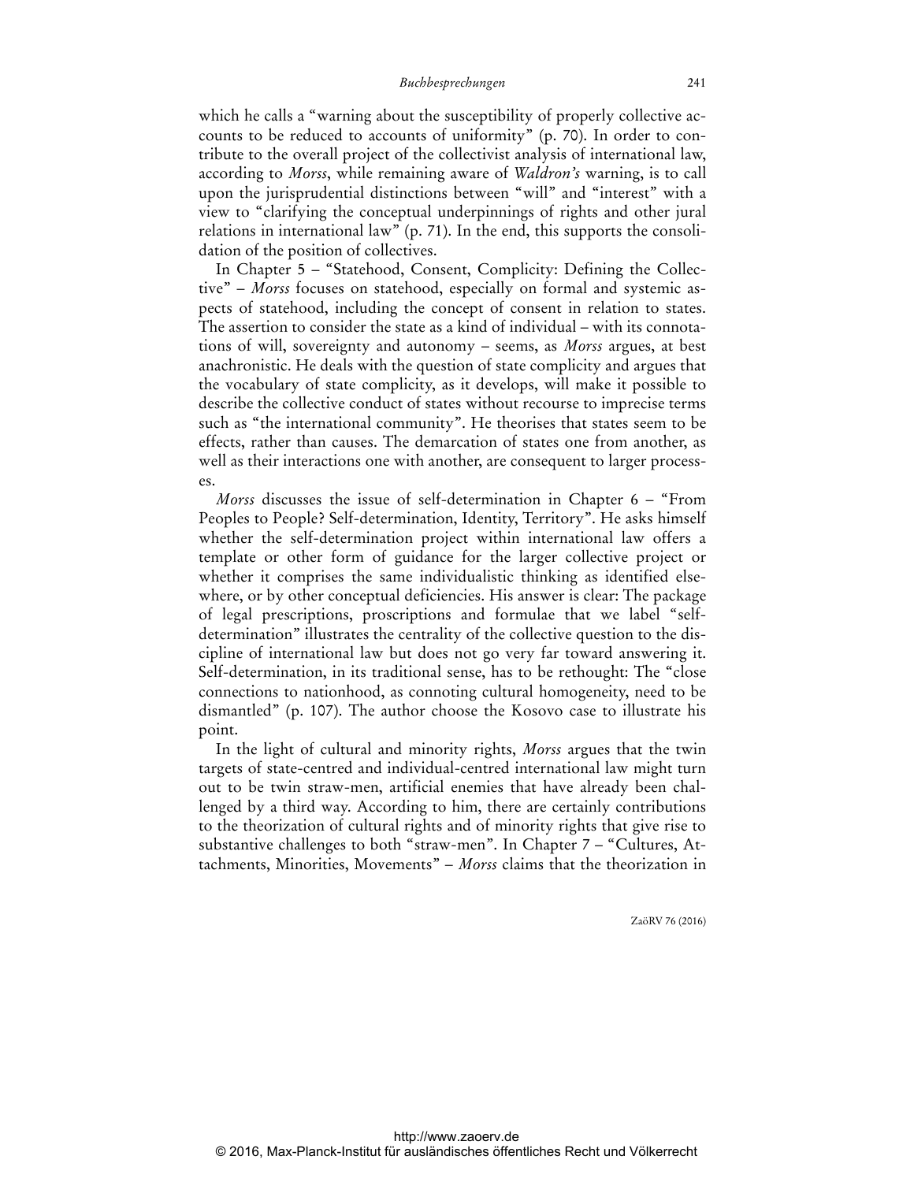which he calls a "warning about the susceptibility of properly collective accounts to be reduced to accounts of uniformity" (p. 70). In order to contribute to the overall project of the collectivist analysis of international law, according to *Morss*, while remaining aware of *Waldron's* warning, is to call upon the jurisprudential distinctions between "will" and "interest" with a view to "clarifying the conceptual underpinnings of rights and other jural relations in international law" (p. 71). In the end, this supports the consolidation of the position of collectives.

In Chapter 5 – "Statehood, Consent, Complicity: Defining the Collective" – *Morss* focuses on statehood, especially on formal and systemic aspects of statehood, including the concept of consent in relation to states. The assertion to consider the state as a kind of individual – with its connotations of will, sovereignty and autonomy – seems, as *Morss* argues, at best anachronistic. He deals with the question of state complicity and argues that the vocabulary of state complicity, as it develops, will make it possible to describe the collective conduct of states without recourse to imprecise terms such as "the international community". He theorises that states seem to be effects, rather than causes. The demarcation of states one from another, as well as their interactions one with another, are consequent to larger processes.

*Morss* discusses the issue of self-determination in Chapter 6 – "From Peoples to People? Self-determination, Identity, Territory". He asks himself whether the self-determination project within international law offers a template or other form of guidance for the larger collective project or whether it comprises the same individualistic thinking as identified elsewhere, or by other conceptual deficiencies. His answer is clear: The package of legal prescriptions, proscriptions and formulae that we label "self-determination" illustrates the centrality of the collective question to the discipline of international law but does not go very far toward answering it. Self-determination, in its traditional sense, has to be rethought: The "close connections to nationhood, as connoting cultural homogeneity, need to be dismantled" (p. 107). The author choose the Kosovo case to illustrate his point.

In the light of cultural and minority rights, *Morss* argues that the twin targets of state-centred and individual-centred international law might turn out to be twin straw-men, artificial enemies that have already been challenged by a third way. According to him, there are certainly contributions to the theorization of cultural rights and of minority rights that give rise to substantive challenges to both "straw-men". In Chapter 7 – "Cultures, Attachments, Minorities, Movements" – *Morss* claims that the theorization in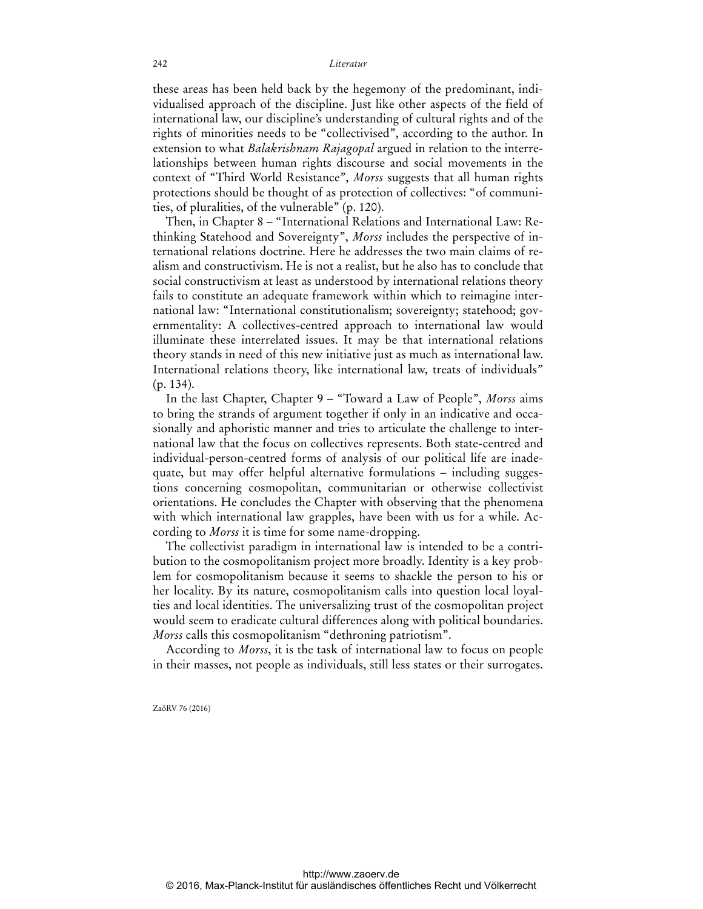these areas has been held back by the hegemony of the predominant, individualised approach of the discipline. Just like other aspects of the field of international law, our discipline's understanding of cultural rights and of the rights of minorities needs to be "collectivised", according to the author. In extension to what *Balakrishnam Rajagopal* argued in relation to the interrelationships between human rights discourse and social movements in the context of "Third World Resistance", *Morss* suggests that all human rights protections should be thought of as protection of collectives: "of communities, of pluralities, of the vulnerable" (p. 120).

Then, in Chapter 8 – "International Relations and International Law: Rethinking Statehood and Sovereignty", *Morss* includes the perspective of international relations doctrine. Here he addresses the two main claims of realism and constructivism. He is not a realist, but he also has to conclude that social constructivism at least as understood by international relations theory fails to constitute an adequate framework within which to reimagine international law: "International constitutionalism; sovereignty; statehood; governmentality: A collectives-centred approach to international law would illuminate these interrelated issues. It may be that international relations theory stands in need of this new initiative just as much as international law. International relations theory, like international law, treats of individuals" (p. 134).

In the last Chapter, Chapter 9 – "Toward a Law of People", *Morss* aims to bring the strands of argument together if only in an indicative and occasionally and aphoristic manner and tries to articulate the challenge to international law that the focus on collectives represents. Both state-centred and individual-person-centred forms of analysis of our political life are inadequate, but may offer helpful alternative formulations – including suggestions concerning cosmopolitan, communitarian or otherwise collectivist orientations. He concludes the Chapter with observing that the phenomena with which international law grapples, have been with us for a while. According to *Morss* it is time for some name-dropping.

The collectivist paradigm in international law is intended to be a contribution to the cosmopolitanism project more broadly. Identity is a key problem for cosmopolitanism because it seems to shackle the person to his or her locality. By its nature, cosmopolitanism calls into question local loyalties and local identities. The universalizing trust of the cosmopolitan project would seem to eradicate cultural differences along with political boundaries. *Morss* calls this cosmopolitanism "dethroning patriotism".

According to *Morss*, it is the task of international law to focus on people in their masses, not people as individuals, still less states or their surrogates.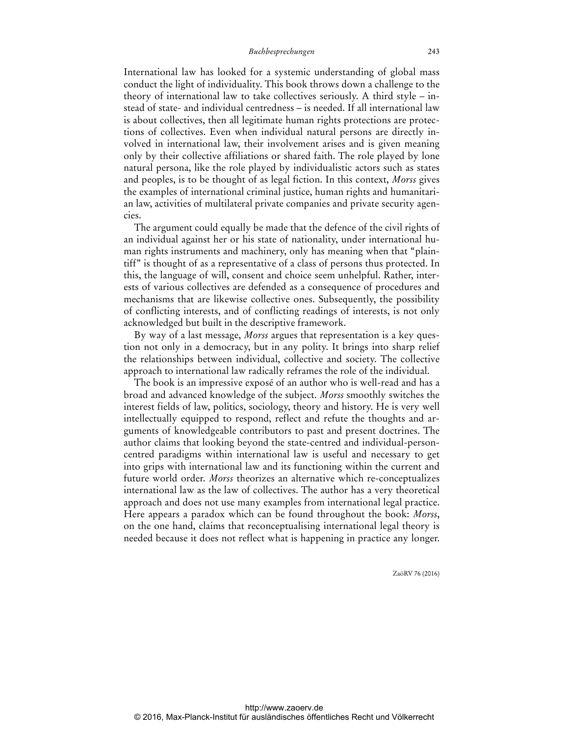International law has looked for a systemic understanding of global mass conduct the light of individuality. This book throws down a challenge to the theory of international law to take collectives seriously. A third style – instead of state- and individual centredness – is needed. If all international law is about collectives, then all legitimate human rights protections are protections of collectives. Even when individual natural persons are directly involved in international law, their involvement arises and is given meaning only by their collective affiliations or shared faith. The role played by lone natural persona, like the role played by individualistic actors such as states and peoples, is to be thought of as legal fiction. In this context, *Morss* gives the examples of international criminal justice, human rights and humanitarian law, activities of multilateral private companies and private security agencies.

The argument could equally be made that the defence of the civil rights of an individual against her or his state of nationality, under international human rights instruments and machinery, only has meaning when that "plaintiff" is thought of as a representative of a class of persons thus protected. In this, the language of will, consent and choice seem unhelpful. Rather, interests of various collectives are defended as a consequence of procedures and mechanisms that are likewise collective ones. Subsequently, the possibility of conflicting interests, and of conflicting readings of interests, is not only acknowledged but built in the descriptive framework.

By way of a last message, *Morss* argues that representation is a key question not only in a democracy, but in any polity. It brings into sharp relief the relationships between individual, collective and society. The collective approach to international law radically reframes the role of the individual.

The book is an impressive exposé of an author who is well-read and has a broad and advanced knowledge of the subject. *Morss* smoothly switches the interest fields of law, politics, sociology, theory and history. He is very well intellectually equipped to respond, reflect and refute the thoughts and arguments of knowledgeable contributors to past and present doctrines. The author claims that looking beyond the state-centred and individual-person-centred paradigms within international law is useful and necessary to get into grips with international law and its functioning within the current and future world order. *Morss* theorizes an alternative which re-conceptualizes international law as the law of collectives. The author has a very theoretical approach and does not use many examples from international legal practice. Here appears a paradox which can be found throughout the book: *Morss*, on the one hand, claims that reconceptualising international legal theory is needed because it does not reflect what is happening in practice any longer.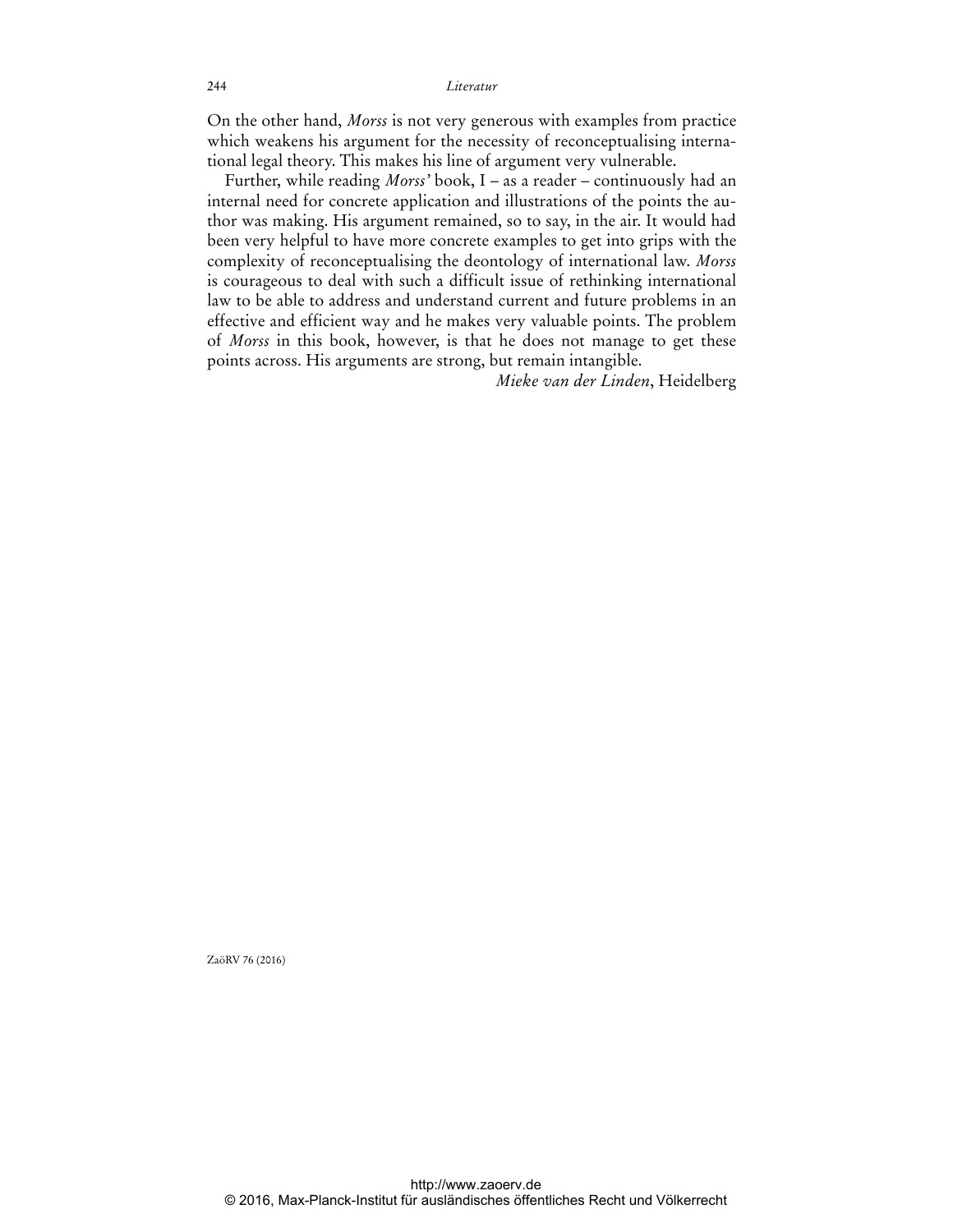On the other hand, *Morss* is not very generous with examples from practice which weakens his argument for the necessity of reconceptualising international legal theory. This makes his line of argument very vulnerable.

Further, while reading *Morss'* book, I – as a reader – continuously had an internal need for concrete application and illustrations of the points the author was making. His argument remained, so to say, in the air. It would had been very helpful to have more concrete examples to get into grips with the complexity of reconceptualising the deontology of international law. *Morss* is courageous to deal with such a difficult issue of rethinking international law to be able to address and understand current and future problems in an effective and efficient way and he makes very valuable points. The problem of *Morss* in this book, however, is that he does not manage to get these points across. His arguments are strong, but remain intangible.

*Mieke van der Linden*, Heidelberg